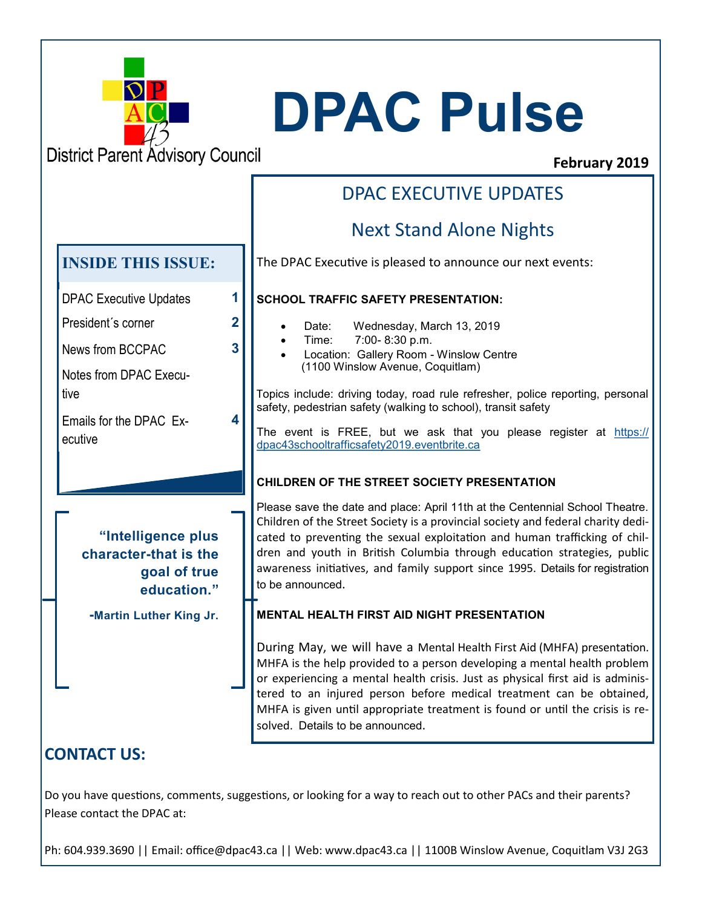District Parent Advisory Council

# DPAC Pulse

**February 2019**

## INSIDE THIS ISSUE:

| | |
|---|---|
| DPAC Executive Updates | 1 |
| President´s corner | 2 |
| News from BCCPAC | 3 |
| Notes from DPAC Executive | |
| Emails for the DPAC Executive | 4 |

> **"Intelligence plus character-that is the goal of true education."**
>
> **-Martin Luther King Jr.**

## DPAC EXECUTIVE UPDATES

### Next Stand Alone Nights

The DPAC Executive is pleased to announce our next events:

**SCHOOL TRAFFIC SAFETY PRESENTATION:**

- Date: Wednesday, March 13, 2019
- Time: 7:00- 8:30 p.m.
- Location: Gallery Room - Winslow Centre (1100 Winslow Avenue, Coquitlam)

Topics include: driving today, road rule refresher, police reporting, personal safety, pedestrian safety (walking to school), transit safety

The event is FREE, but we ask that you please register at https://dpac43schooltrafficsafety2019.eventbrite.ca

**CHILDREN OF THE STREET SOCIETY PRESENTATION**

Please save the date and place: April 11th at the Centennial School Theatre. Children of the Street Society is a provincial society and federal charity dedicated to preventing the sexual exploitation and human trafficking of children and youth in British Columbia through education strategies, public awareness initiatives, and family support since 1995. Details for registration to be announced.

**MENTAL HEALTH FIRST AID NIGHT PRESENTATION**

During May, we will have a Mental Health First Aid (MHFA) presentation. MHFA is the help provided to a person developing a mental health problem or experiencing a mental health crisis. Just as physical first aid is administered to an injured person before medical treatment can be obtained, MHFA is given until appropriate treatment is found or until the crisis is resolved. Details to be announced.

## CONTACT US:

Do you have questions, comments, suggestions, or looking for a way to reach out to other PACs and their parents? Please contact the DPAC at:

Ph: 604.939.3690 || Email: office@dpac43.ca || Web: www.dpac43.ca || 1100B Winslow Avenue, Coquitlam V3J 2G3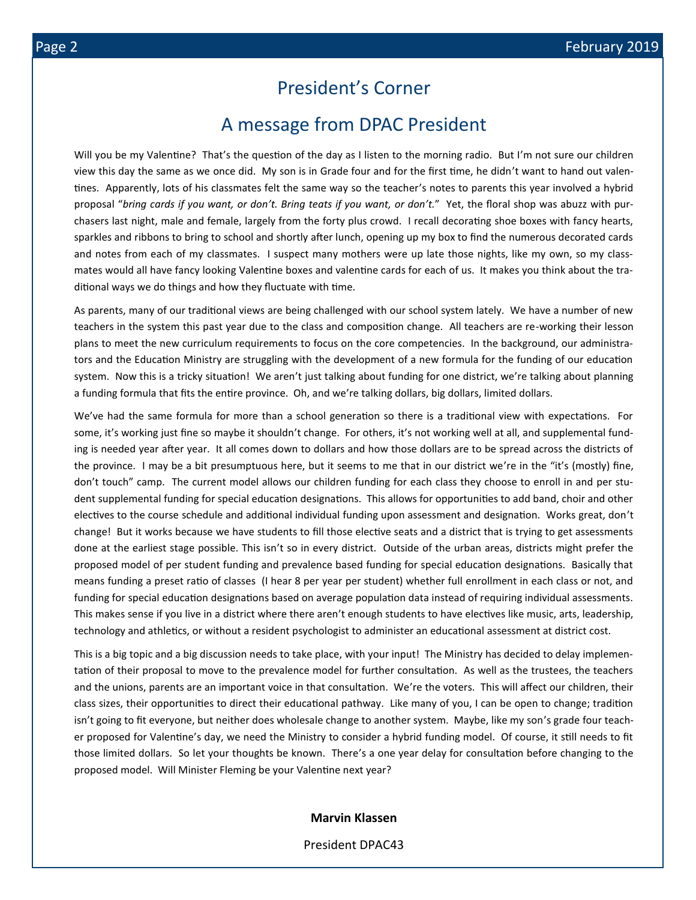# President's Corner

## A message from DPAC President

Will you be my Valentine? That's the question of the day as I listen to the morning radio. But I'm not sure our children view this day the same as we once did. My son is in Grade four and for the first time, he didn't want to hand out valentines. Apparently, lots of his classmates felt the same way so the teacher's notes to parents this year involved a hybrid proposal "*bring cards if you want, or don't. Bring teats if you want, or don't.*" Yet, the floral shop was abuzz with purchasers last night, male and female, largely from the forty plus crowd. I recall decorating shoe boxes with fancy hearts, sparkles and ribbons to bring to school and shortly after lunch, opening up my box to find the numerous decorated cards and notes from each of my classmates. I suspect many mothers were up late those nights, like my own, so my classmates would all have fancy looking Valentine boxes and valentine cards for each of us. It makes you think about the traditional ways we do things and how they fluctuate with time.

As parents, many of our traditional views are being challenged with our school system lately. We have a number of new teachers in the system this past year due to the class and composition change. All teachers are re-working their lesson plans to meet the new curriculum requirements to focus on the core competencies. In the background, our administrators and the Education Ministry are struggling with the development of a new formula for the funding of our education system. Now this is a tricky situation! We aren't just talking about funding for one district, we're talking about planning a funding formula that fits the entire province. Oh, and we're talking dollars, big dollars, limited dollars.

We've had the same formula for more than a school generation so there is a traditional view with expectations. For some, it's working just fine so maybe it shouldn't change. For others, it's not working well at all, and supplemental funding is needed year after year. It all comes down to dollars and how those dollars are to be spread across the districts of the province. I may be a bit presumptuous here, but it seems to me that in our district we're in the "it's (mostly) fine, don't touch" camp. The current model allows our children funding for each class they choose to enroll in and per student supplemental funding for special education designations. This allows for opportunities to add band, choir and other electives to the course schedule and additional individual funding upon assessment and designation. Works great, don't change! But it works because we have students to fill those elective seats and a district that is trying to get assessments done at the earliest stage possible. This isn't so in every district. Outside of the urban areas, districts might prefer the proposed model of per student funding and prevalence based funding for special education designations. Basically that means funding a preset ratio of classes (I hear 8 per year per student) whether full enrollment in each class or not, and funding for special education designations based on average population data instead of requiring individual assessments. This makes sense if you live in a district where there aren't enough students to have electives like music, arts, leadership, technology and athletics, or without a resident psychologist to administer an educational assessment at district cost.

This is a big topic and a big discussion needs to take place, with your input! The Ministry has decided to delay implementation of their proposal to move to the prevalence model for further consultation. As well as the trustees, the teachers and the unions, parents are an important voice in that consultation. We're the voters. This will affect our children, their class sizes, their opportunities to direct their educational pathway. Like many of you, I can be open to change; tradition isn't going to fit everyone, but neither does wholesale change to another system. Maybe, like my son's grade four teacher proposed for Valentine's day, we need the Ministry to consider a hybrid funding model. Of course, it still needs to fit those limited dollars. So let your thoughts be known. There's a one year delay for consultation before changing to the proposed model. Will Minister Fleming be your Valentine next year?

**Marvin Klassen**

President DPAC43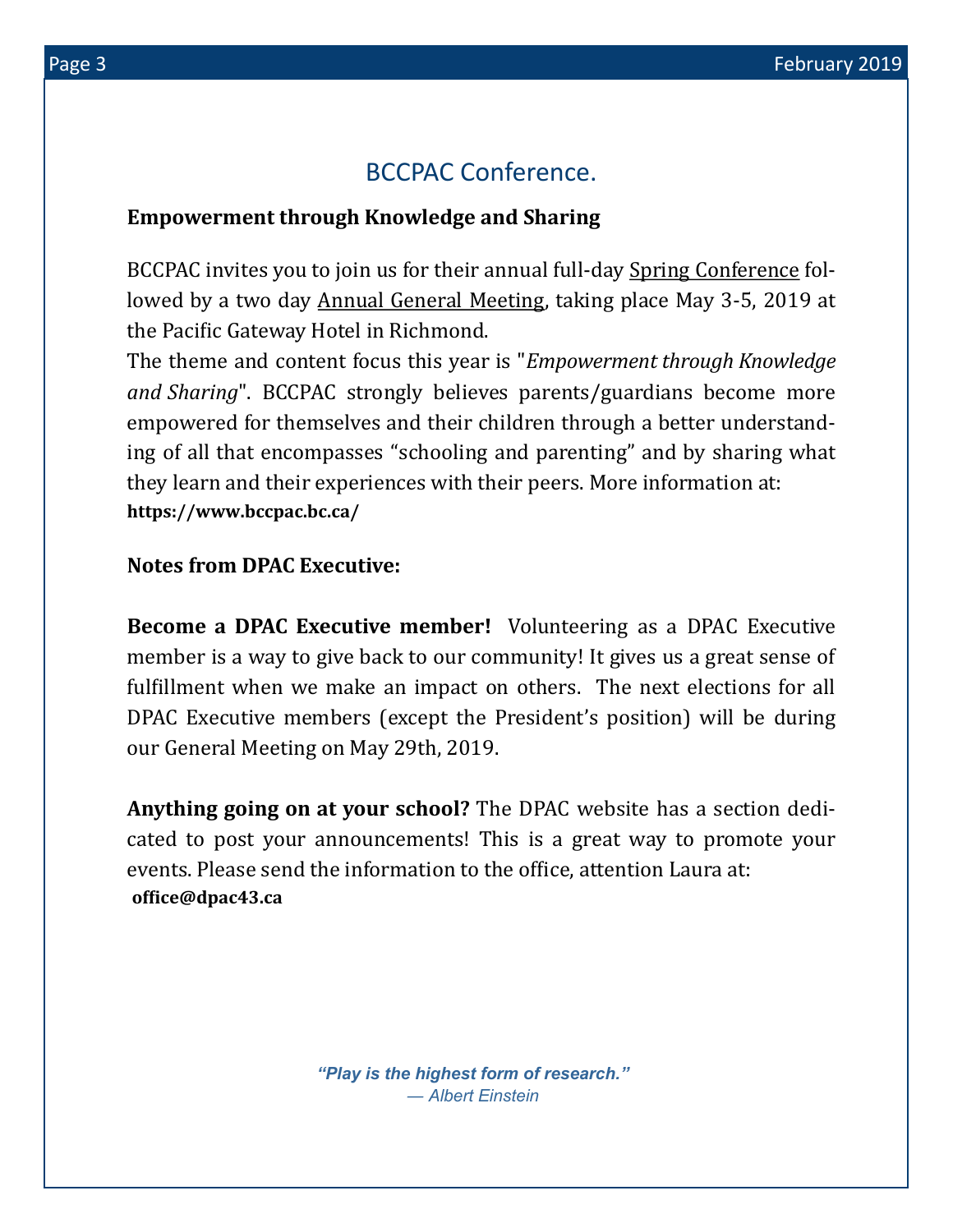## BCCPAC Conference.

**Empowerment through Knowledge and Sharing**

BCCPAC invites you to join us for their annual full-day Spring Conference followed by a two day Annual General Meeting, taking place May 3-5, 2019 at the Pacific Gateway Hotel in Richmond.
The theme and content focus this year is "*Empowerment through Knowledge and Sharing*". BCCPAC strongly believes parents/guardians become more empowered for themselves and their children through a better understanding of all that encompasses "schooling and parenting" and by sharing what they learn and their experiences with their peers. More information at:
**https://www.bccpac.bc.ca/**

**Notes from DPAC Executive:**

**Become a DPAC Executive member!** Volunteering as a DPAC Executive member is a way to give back to our community! It gives us a great sense of fulfillment when we make an impact on others. The next elections for all DPAC Executive members (except the President's position) will be during our General Meeting on May 29th, 2019.

**Anything going on at your school?** The DPAC website has a section dedicated to post your announcements! This is a great way to promote your events. Please send the information to the office, attention Laura at:
**office@dpac43.ca**

***"Play is the highest form of research."***
*— Albert Einstein*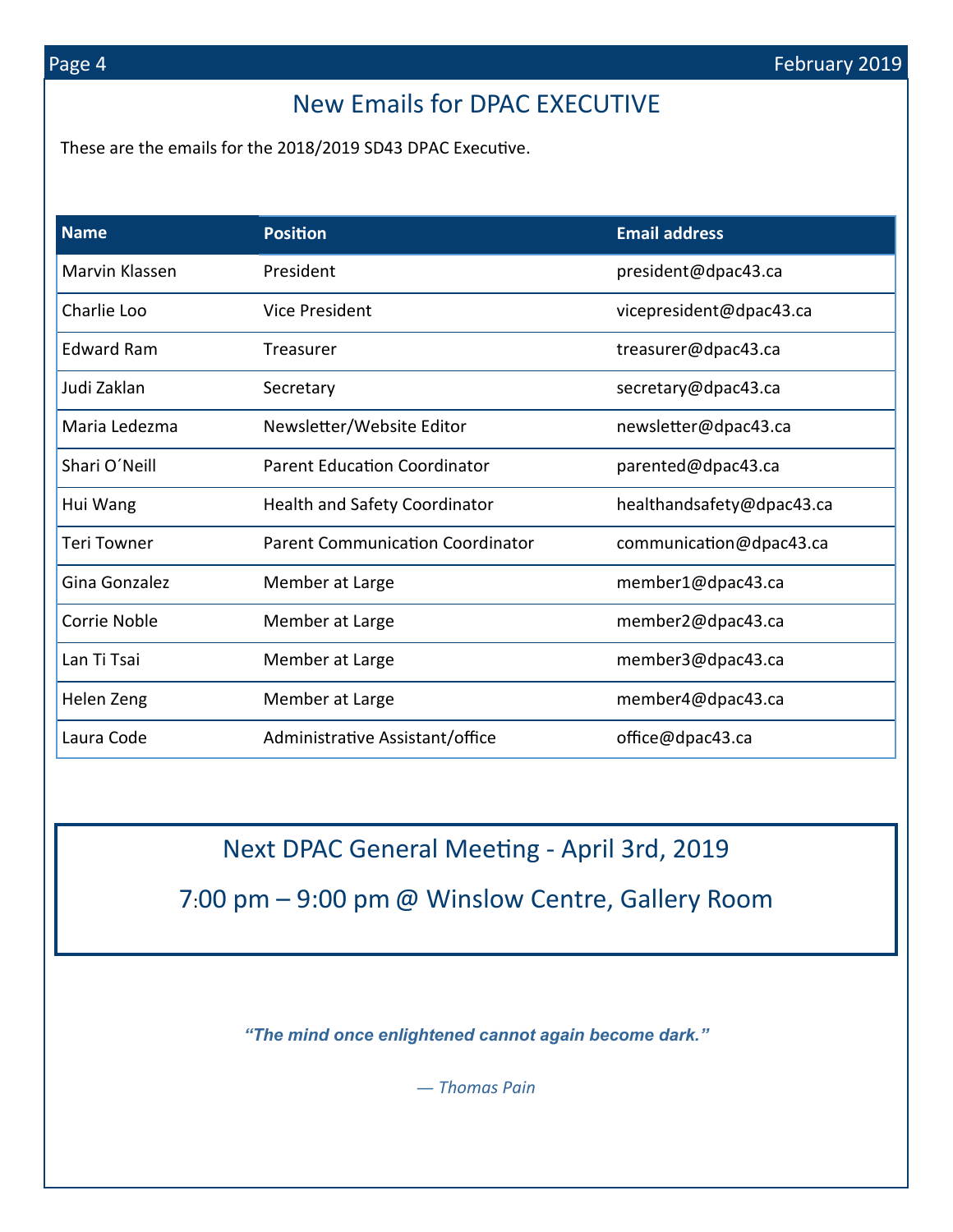## New Emails for DPAC EXECUTIVE

These are the emails for the 2018/2019 SD43 DPAC Executive.

| Name | Position | Email address |
|---|---|---|
| Marvin Klassen | President | president@dpac43.ca |
| Charlie Loo | Vice President | vicepresident@dpac43.ca |
| Edward Ram | Treasurer | treasurer@dpac43.ca |
| Judi Zaklan | Secretary | secretary@dpac43.ca |
| Maria Ledezma | Newsletter/Website Editor | newsletter@dpac43.ca |
| Shari O´Neill | Parent Education Coordinator | parented@dpac43.ca |
| Hui Wang | Health and Safety Coordinator | healthandsafety@dpac43.ca |
| Teri Towner | Parent Communication Coordinator | communication@dpac43.ca |
| Gina Gonzalez | Member at Large | member1@dpac43.ca |
| Corrie Noble | Member at Large | member2@dpac43.ca |
| Lan Ti Tsai | Member at Large | member3@dpac43.ca |
| Helen Zeng | Member at Large | member4@dpac43.ca |
| Laura Code | Administrative Assistant/office | office@dpac43.ca |

## Next DPAC General Meeting - April 3rd, 2019

## 7:00 pm – 9:00 pm @ Winslow Centre, Gallery Room

***"The mind once enlightened cannot again become dark."***

*— Thomas Pain*